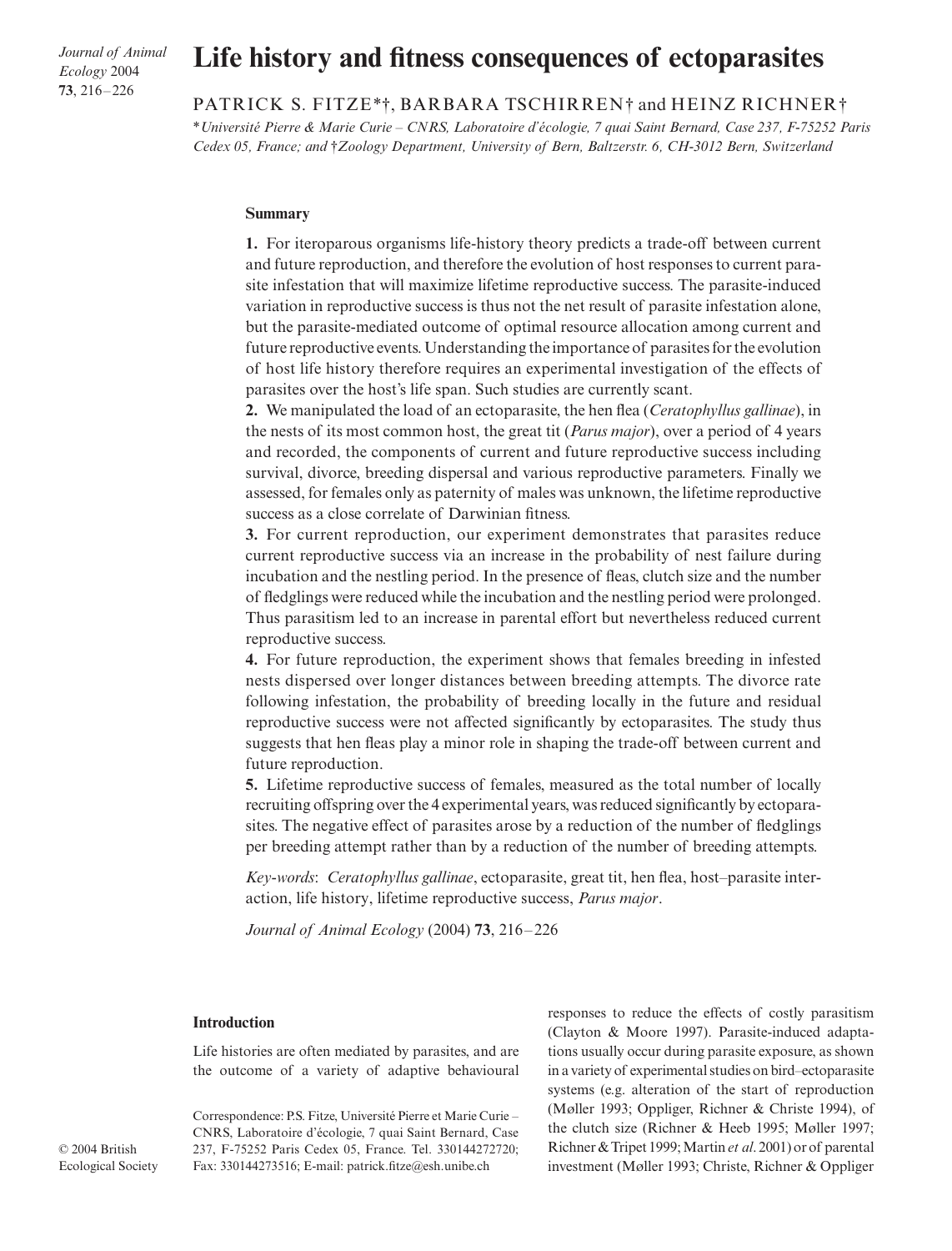# Life history and fitness consequences of ectoparasites

PATRICK S. FITZE*†, BARBARA TSCHIRREN† and HEINZ RICHNER†

**Université Pierre & Marie Curie – CNRS, Laboratoire d'écologie, 7 quai Saint Bernard, Case 237, F-75252 Paris Cedex 05, France; and †Zoology Department, University of Bern, Baltzerstr. 6, CH-3012 Bern, Switzerland*

## Summary

**1.** For iteroparous organisms life-history theory predicts a trade-off between current and future reproduction, and therefore the evolution of host responses to current parasite infestation that will maximize lifetime reproductive success. The parasite-induced variation in reproductive success is thus not the net result of parasite infestation alone, but the parasite-mediated outcome of optimal resource allocation among current and future reproductive events. Understanding the importance of parasites for the evolution of host life history therefore requires an experimental investigation of the effects of parasites over the host's life span. Such studies are currently scant.

**2.** We manipulated the load of an ectoparasite, the hen flea (*Ceratophyllus gallinae*), in the nests of its most common host, the great tit (*Parus major*), over a period of 4 years and recorded, the components of current and future reproductive success including survival, divorce, breeding dispersal and various reproductive parameters. Finally we assessed, for females only as paternity of males was unknown, the lifetime reproductive success as a close correlate of Darwinian fitness.

**3.** For current reproduction, our experiment demonstrates that parasites reduce current reproductive success via an increase in the probability of nest failure during incubation and the nestling period. In the presence of fleas, clutch size and the number of fledglings were reduced while the incubation and the nestling period were prolonged. Thus parasitism led to an increase in parental effort but nevertheless reduced current reproductive success.

**4.** For future reproduction, the experiment shows that females breeding in infested nests dispersed over longer distances between breeding attempts. The divorce rate following infestation, the probability of breeding locally in the future and residual reproductive success were not affected significantly by ectoparasites. The study thus suggests that hen fleas play a minor role in shaping the trade-off between current and future reproduction.

**5.** Lifetime reproductive success of females, measured as the total number of locally recruiting offspring over the 4 experimental years, was reduced significantly by ectoparasites. The negative effect of parasites arose by a reduction of the number of fledglings per breeding attempt rather than by a reduction of the number of breeding attempts.

*Key-words*: *Ceratophyllus gallinae*, ectoparasite, great tit, hen flea, host–parasite interaction, life history, lifetime reproductive success, *Parus major*.

*Journal of Animal Ecology* (2004) **73**, 216–226

## Introduction

Life histories are often mediated by parasites, and are the outcome of a variety of adaptive behavioural responses to reduce the effects of costly parasitism (Clayton & Moore 1997). Parasite-induced adaptations usually occur during parasite exposure, as shown in a variety of experimental studies on bird–ectoparasite systems (e.g. alteration of the start of reproduction (Møller 1993; Oppliger, Richner & Christe 1994), of the clutch size (Richner & Heeb 1995; Møller 1997; Richner & Tripet 1999; Martin *et al.* 2001) or of parental investment (Møller 1993; Christe, Richner & Oppliger

Correspondence: P.S. Fitze, Université Pierre et Marie Curie – CNRS, Laboratoire d'écologie, 7 quai Saint Bernard, Case 237, F-75252 Paris Cedex 05, France. Tel. 330144272720; Fax: 330144273516; E-mail: patrick.fitze@esh.unibe.ch

© 2004 British Ecological Society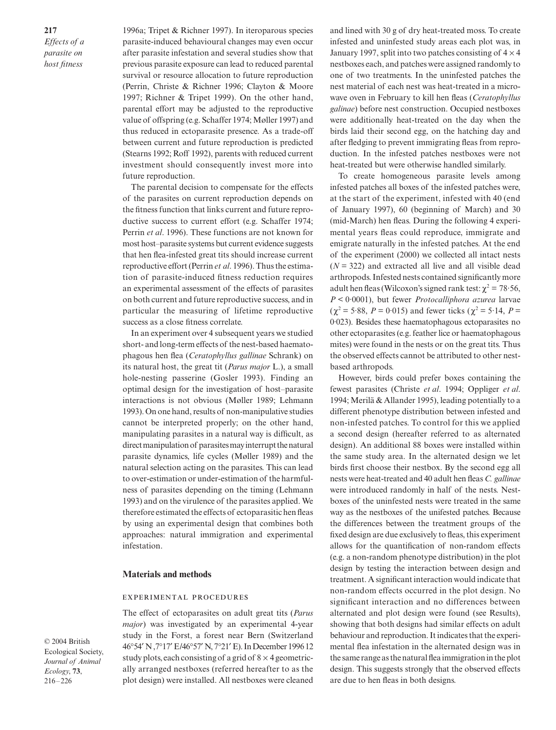1996a; Tripet & Richner 1997). In iteroparous species parasite-induced behavioural changes may even occur after parasite infestation and several studies show that previous parasite exposure can lead to reduced parental survival or resource allocation to future reproduction (Perrin, Christe & Richner 1996; Clayton & Moore 1997; Richner & Tripet 1999). On the other hand, parental effort may be adjusted to the reproductive value of offspring (e.g. Schaffer 1974; Møller 1997) and thus reduced in ectoparasite presence. As a trade-off between current and future reproduction is predicted (Stearns 1992; Roff 1992), parents with reduced current investment should consequently invest more into future reproduction.

The parental decision to compensate for the effects of the parasites on current reproduction depends on the fitness function that links current and future reproductive success to current effort (e.g. Schaffer 1974; Perrin *et al*. 1996). These functions are not known for most host–parasite systems but current evidence suggests that hen flea-infested great tits should increase current reproductive effort (Perrin *et al*. 1996). Thus the estimation of parasite-induced fitness reduction requires an experimental assessment of the effects of parasites on both current and future reproductive success, and in particular the measuring of lifetime reproductive success as a close fitness correlate.

In an experiment over 4 subsequent years we studied short- and long-term effects of the nest-based haematophagous hen flea (*Ceratophyllus gallinae* Schrank) on its natural host, the great tit (*Parus major* L.), a small hole-nesting passerine (Gosler 1993). Finding an optimal design for the investigation of host–parasite interactions is not obvious (Møller 1989; Lehmann 1993). On one hand, results of non-manipulative studies cannot be interpreted properly; on the other hand, manipulating parasites in a natural way is difficult, as direct manipulation of parasites may interrupt the natural parasite dynamics, life cycles (Møller 1989) and the natural selection acting on the parasites. This can lead to over-estimation or under-estimation of the harmfulness of parasites depending on the timing (Lehmann 1993) and on the virulence of the parasites applied. We therefore estimated the effects of ectoparasitic hen fleas by using an experimental design that combines both approaches: natural immigration and experimental infestation.

## Materials and methods

### Experimental procedures

The effect of ectoparasites on adult great tits (*Parus major*) was investigated by an experimental 4-year study in the Forst, a forest near Bern (Switzerland 46°54′ N ,7°17′ E/46°57′ N, 7°21′ E). In December 1996 12 study plots, each consisting of a grid of $8 \times 4$ geometrically arranged nestboxes (referred hereafter to as the plot design) were installed. All nestboxes were cleaned and lined with 30 g of dry heat-treated moss. To create infested and uninfested study areas each plot was, in January 1997, split into two patches consisting of $4 \times 4$ nestboxes each, and patches were assigned randomly to one of two treatments. In the uninfested patches the nest material of each nest was heat-treated in a microwave oven in February to kill hen fleas (*Ceratophyllus galinae*) before nest construction. Occupied nestboxes were additionally heat-treated on the day when the birds laid their second egg, on the hatching day and after fledging to prevent immigrating fleas from reproduction. In the infested patches nestboxes were not heat-treated but were otherwise handled similarly.

To create homogeneous parasite levels among infested patches all boxes of the infested patches were, at the start of the experiment, infested with 40 (end of January 1997), 60 (beginning of March) and 30 (mid-March) hen fleas. During the following 4 experimental years fleas could reproduce, immigrate and emigrate naturally in the infested patches. At the end of the experiment (2000) we collected all intact nests ($N = 322$) and extracted all live and all visible dead arthropods. Infested nests contained significantly more adult hen fleas (Wilcoxon's signed rank test: $\chi^2 = 78{\cdot}56$, $P < 0{\cdot}0001$), but fewer *Protocalliphora azurea* larvae ($\chi^2 = 5{\cdot}88$, $P = 0{\cdot}015$) and fewer ticks ($\chi^2 = 5{\cdot}14$, $P = 0{\cdot}023$). Besides these haematophagous ectoparasites no other ectoparasites (e.g. feather lice or haematophagous mites) were found in the nests or on the great tits. Thus the observed effects cannot be attributed to other nest-based arthropods.

However, birds could prefer boxes containing the fewest parasites (Christe *et al*. 1994; Oppliger *et al*. 1994; Merilä & Allander 1995), leading potentially to a different phenotype distribution between infested and non-infested patches. To control for this we applied a second design (hereafter referred to as alternated design). An additional 88 boxes were installed within the same study area. In the alternated design we let birds first choose their nestbox. By the second egg all nests were heat-treated and 40 adult hen fleas *C. gallinae* were introduced randomly in half of the nests. Nestboxes of the uninfested nests were treated in the same way as the nestboxes of the unifested patches. Because the differences between the treatment groups of the fixed design are due exclusively to fleas, this experiment allows for the quantification of non-random effects (e.g. a non-random phenotype distribution) in the plot design by testing the interaction between design and treatment. A significant interaction would indicate that non-random effects occurred in the plot design. No significant interaction and no differences between alternated and plot design were found (see Results), showing that both designs had similar effects on adult behaviour and reproduction. It indicates that the experimental flea infestation in the alternated design was in the same range as the natural flea immigration in the plot design. This suggests strongly that the observed effects are due to hen fleas in both designs.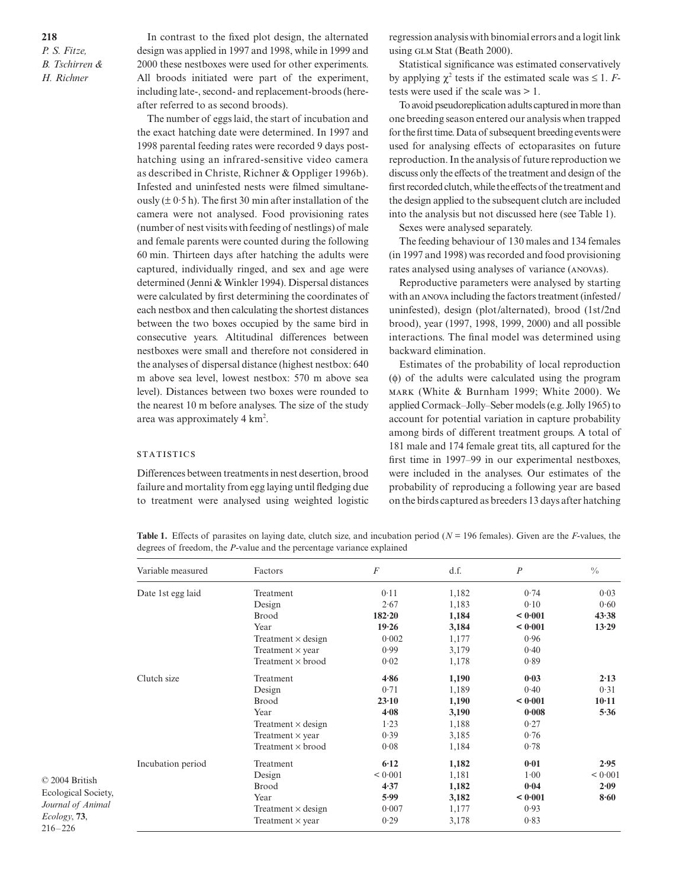In contrast to the fixed plot design, the alternated design was applied in 1997 and 1998, while in 1999 and 2000 these nestboxes were used for other experiments. All broods initiated were part of the experiment, including late-, second- and replacement-broods (hereafter referred to as second broods).

The number of eggs laid, the start of incubation and the exact hatching date were determined. In 1997 and 1998 parental feeding rates were recorded 9 days post-hatching using an infrared-sensitive video camera as described in Christe, Richner & Oppliger 1996b). Infested and uninfested nests were filmed simultaneously (± 0·5 h). The first 30 min after installation of the camera were not analysed. Food provisioning rates (number of nest visits with feeding of nestlings) of male and female parents were counted during the following 60 min. Thirteen days after hatching the adults were captured, individually ringed, and sex and age were determined (Jenni & Winkler 1994). Dispersal distances were calculated by first determining the coordinates of each nestbox and then calculating the shortest distances between the two boxes occupied by the same bird in consecutive years. Altitudinal differences between nestboxes were small and therefore not considered in the analyses of dispersal distance (highest nestbox: 640 m above sea level, lowest nestbox: 570 m above sea level). Distances between two boxes were rounded to the nearest 10 m before analyses. The size of the study area was approximately 4 km$^2$.

### STATISTICS

Differences between treatments in nest desertion, brood failure and mortality from egg laying until fledging due to treatment were analysed using weighted logistic regression analysis with binomial errors and a logit link using GLM Stat (Beath 2000).

Statistical significance was estimated conservatively by applying $\chi^2$ tests if the estimated scale was ≤ 1. *F*-tests were used if the scale was > 1.

To avoid pseudoreplication adults captured in more than one breeding season entered our analysis when trapped for the first time. Data of subsequent breeding events were used for analysing effects of ectoparasites on future reproduction. In the analysis of future reproduction we discuss only the effects of the treatment and design of the first recorded clutch, while the effects of the treatment and the design applied to the subsequent clutch are included into the analysis but not discussed here (see Table 1).

Sexes were analysed separately.

The feeding behaviour of 130 males and 134 females (in 1997 and 1998) was recorded and food provisioning rates analysed using analyses of variance (ANOVAs).

Reproductive parameters were analysed by starting with an ANOVA including the factors treatment (infested/uninfested), design (plot/alternated), brood (1st/2nd brood), year (1997, 1998, 1999, 2000) and all possible interactions. The final model was determined using backward elimination.

Estimates of the probability of local reproduction ($\phi$) of the adults were calculated using the program MARK (White & Burnham 1999; White 2000). We applied Cormack–Jolly–Seber models (e.g. Jolly 1965) to account for potential variation in capture probability among birds of different treatment groups. A total of 181 male and 174 female great tits, all captured for the first time in 1997–99 in our experimental nestboxes, were included in the analyses. Our estimates of the probability of reproducing a following year are based on the birds captured as breeders 13 days after hatching

**Table 1.** Effects of parasites on laying date, clutch size, and incubation period (*N* = 196 females). Given are the *F*-values, the degrees of freedom, the *P*-value and the percentage variance explained

| Variable measured | Factors | *F* | d.f. | *P* | % |
|---|---|---|---|---|---|
| Date 1st egg laid | Treatment | 0·11 | 1,182 | 0·74 | 0·03 |
| | Design | 2·67 | 1,183 | 0·10 | 0·60 |
| | Brood | **182·20** | **1,184** | **< 0·001** | **43·38** |
| | Year | **19·26** | **3,184** | **< 0·001** | **13·29** |
| | Treatment × design | 0·002 | 1,177 | 0·96 | |
| | Treatment × year | 0·99 | 3,179 | 0·40 | |
| | Treatment × brood | 0·02 | 1,178 | 0·89 | |
| Clutch size | Treatment | **4·86** | **1,190** | **0·03** | **2·13** |
| | Design | 0·71 | 1,189 | 0·40 | 0·31 |
| | Brood | **23·10** | **1,190** | **< 0·001** | **10·11** |
| | Year | **4·08** | **3,190** | **0·008** | **5·36** |
| | Treatment × design | 1·23 | 1,188 | 0·27 | |
| | Treatment × year | 0·39 | 3,185 | 0·76 | |
| | Treatment × brood | 0·08 | 1,184 | 0·78 | |
| Incubation period | Treatment | **6·12** | **1,182** | **0·01** | **2·95** |
| | Design | < 0·001 | 1,181 | 1·00 | < 0·001 |
| | Brood | **4·37** | **1,182** | **0·04** | **2·09** |
| | Year | **5·99** | **3,182** | **< 0·001** | **8·60** |
| | Treatment × design | 0·007 | 1,177 | 0·93 | |
| | Treatment × year | 0·29 | 3,178 | 0·83 | |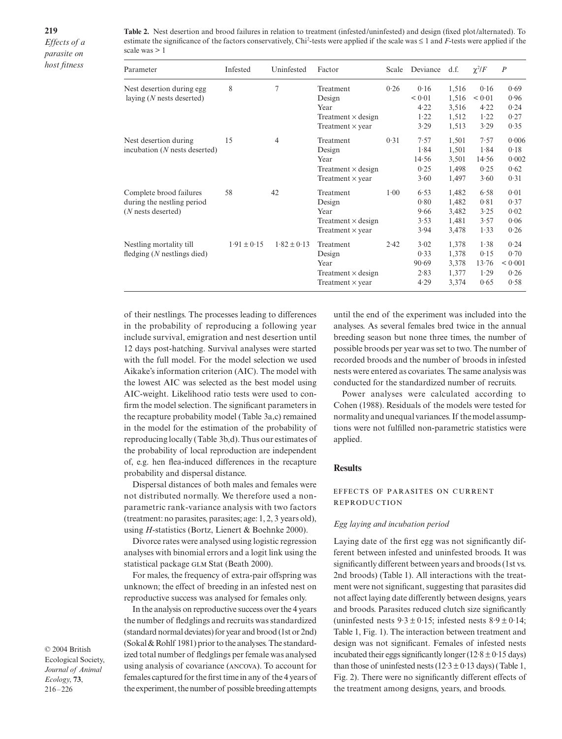**Table 2.** Nest desertion and brood failures in relation to treatment (infested/uninfested) and design (fixed plot/alternated). To estimate the significance of the factors conservatively, Chi$^2$-tests were applied if the scale was ≤ 1 and *F*-tests were applied if the scale was > 1

| Parameter | Infested | Uninfested | Factor | Scale | Deviance | d.f. | $\chi^2/F$ | *P* |
|---|---|---|---|---|---|---|---|---|
| Nest desertion during egg laying (*N* nests deserted) | 8 | 7 | Treatment | 0·26 | 0·16 | 1,516 | 0·16 | 0·69 |
| | | | Design | | < 0·01 | 1,516 | < 0·01 | 0·96 |
| | | | Year | | 4·22 | 3,516 | 4·22 | 0·24 |
| | | | Treatment × design | | 1·22 | 1,512 | 1·22 | 0·27 |
| | | | Treatment × year | | 3·29 | 1,513 | 3·29 | 0·35 |
| Nest desertion during incubation (*N* nests deserted) | 15 | 4 | Treatment | 0·31 | 7·57 | 1,501 | 7·57 | 0·006 |
| | | | Design | | 1·84 | 1,501 | 1·84 | 0·18 |
| | | | Year | | 14·56 | 3,501 | 14·56 | 0·002 |
| | | | Treatment × design | | 0·25 | 1,498 | 0·25 | 0·62 |
| | | | Treatment × year | | 3·60 | 1,497 | 3·60 | 0·31 |
| Complete brood failures during the nestling period (*N* nests deserted) | 58 | 42 | Treatment | 1·00 | 6·53 | 1,482 | 6·58 | 0·01 |
| | | | Design | | 0·80 | 1,482 | 0·81 | 0·37 |
| | | | Year | | 9·66 | 3,482 | 3·25 | 0·02 |
| | | | Treatment × design | | 3·53 | 1,481 | 3·57 | 0·06 |
| | | | Treatment × year | | 3·94 | 3,478 | 1·33 | 0·26 |
| Nestling mortality till fledging (*N* nestlings died) | 1·91 ± 0·15 | 1·82 ± 0·13 | Treatment | 2·42 | 3·02 | 1,378 | 1·38 | 0·24 |
| | | | Design | | 0·33 | 1,378 | 0·15 | 0·70 |
| | | | Year | | 90·69 | 3,378 | 13·76 | < 0·001 |
| | | | Treatment × design | | 2·83 | 1,377 | 1·29 | 0·26 |
| | | | Treatment × year | | 4·29 | 3,374 | 0·65 | 0·58 |

of their nestlings. The processes leading to differences in the probability of reproducing a following year include survival, emigration and nest desertion until 12 days post-hatching. Survival analyses were started with the full model. For the model selection we used Aikake's information criterion (AIC). The model with the lowest AIC was selected as the best model using AIC-weight. Likelihood ratio tests were used to confirm the model selection. The significant parameters in the recapture probability model (Table 3a,c) remained in the model for the estimation of the probability of reproducing locally (Table 3b,d). Thus our estimates of the probability of local reproduction are independent of, e.g. hen flea-induced differences in the recapture probability and dispersal distance.

Dispersal distances of both males and females were not distributed normally. We therefore used a non-parametric rank-variance analysis with two factors (treatment: no parasites, parasites; age: 1, 2, 3 years old), using *H*-statistics (Bortz, Lienert & Boehnke 2000).

Divorce rates were analysed using logistic regression analyses with binomial errors and a logit link using the statistical package GLM Stat (Beath 2000).

For males, the frequency of extra-pair offspring was unknown; the effect of breeding in an infested nest on reproductive success was analysed for females only.

In the analysis on reproductive success over the 4 years the number of fledglings and recruits was standardized (standard normal deviates) for year and brood (1st or 2nd) (Sokal & Rohlf 1981) prior to the analyses. The standardized total number of fledglings per female was analysed using analysis of covariance (ANCOVA). To account for females captured for the first time in any of the 4 years of the experiment, the number of possible breeding attempts until the end of the experiment was included into the analyses. As several females bred twice in the annual breeding season but none three times, the number of possible broods per year was set to two. The number of recorded broods and the number of broods in infested nests were entered as covariates. The same analysis was conducted for the standardized number of recruits.

Power analyses were calculated according to Cohen (1988). Residuals of the models were tested for normality and unequal variances. If the model assumptions were not fulfilled non-parametric statistics were applied.

## Results

### EFFECTS OF PARASITES ON CURRENT REPRODUCTION

#### *Egg laying and incubation period*

Laying date of the first egg was not significantly different between infested and uninfested broods. It was significantly different between years and broods (1st vs. 2nd broods) (Table 1). All interactions with the treatment were not significant, suggesting that parasites did not affect laying date differently between designs, years and broods. Parasites reduced clutch size significantly (uninfested nests 9·3 ± 0·15; infested nests 8·9 ± 0·14; Table 1, Fig. 1). The interaction between treatment and design was not significant. Females of infested nests incubated their eggs significantly longer (12·8 ± 0·15 days) than those of uninfested nests (12·3 ± 0·13 days) (Table 1, Fig. 2). There were no significantly different effects of the treatment among designs, years, and broods.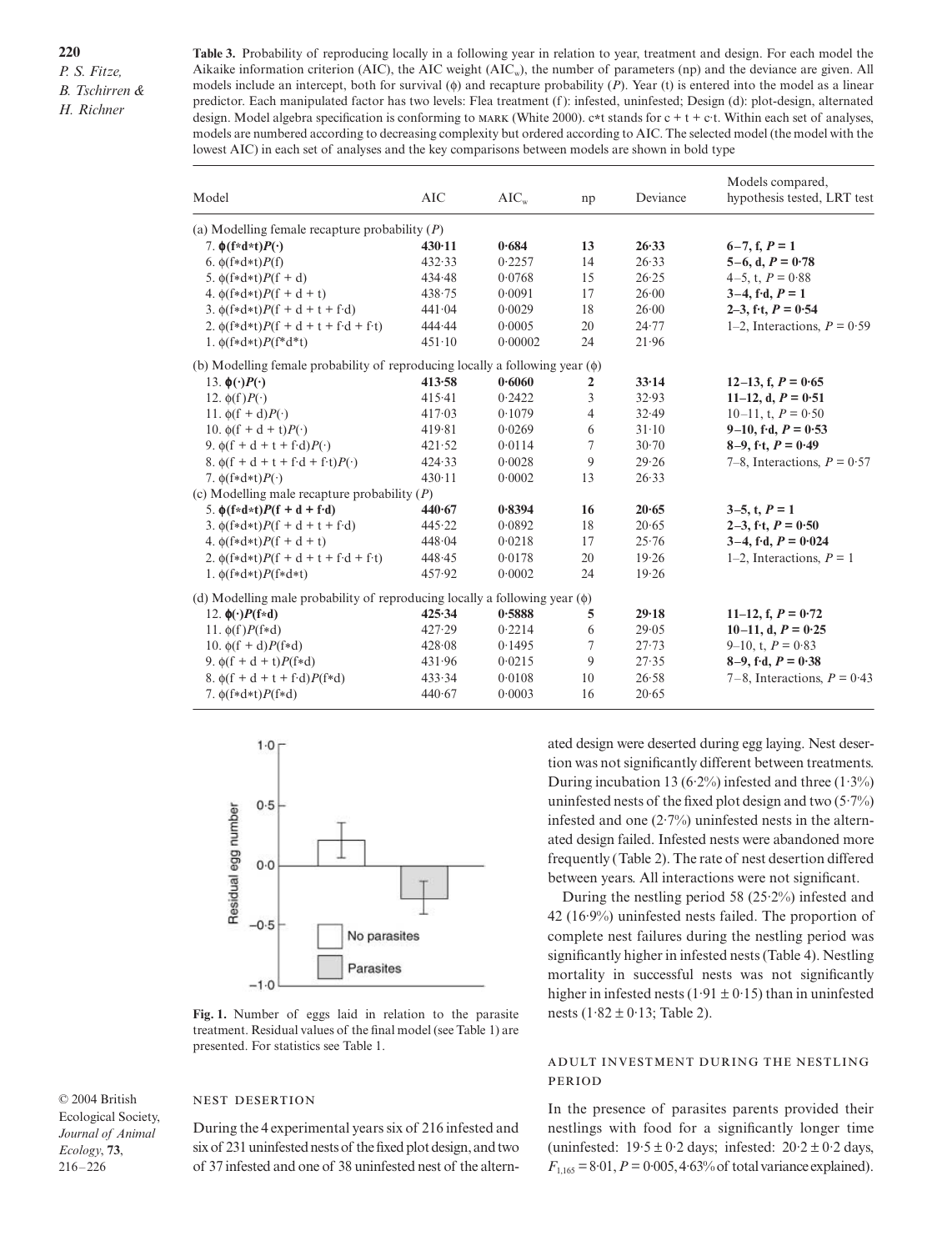**Table 3.** Probability of reproducing locally in a following year in relation to year, treatment and design. For each model the Aikaike information criterion (AIC), the AIC weight ($AIC_w$), the number of parameters (np) and the deviance are given. All models include an intercept, both for survival (ϕ) and recapture probability (*P*). Year (t) is entered into the model as a linear predictor. Each manipulated factor has two levels: Flea treatment (f): infested, uninfested; Design (d): plot-design, alternated design. Model algebra specification is conforming to MARK (White 2000). c*t stands for c + t + c·t. Within each set of analyses, models are numbered according to decreasing complexity but ordered according to AIC. The selected model (the model with the lowest AIC) in each set of analyses and the key comparisons between models are shown in bold type

| Model | AIC | $AIC_w$ | np | Deviance | Models compared, hypothesis tested, LRT test |
|---|---|---|---|---|---|
| (a) Modelling female recapture probability (*P*) | | | | | |
| **7. ϕ(f*d*t)*P*(·)** | **430·11** | **0·684** | **13** | **26·33** | **6–7, f, *P* = 1** |
| 6. ϕ(f*d*t)*P*(f) | 432·33 | 0·2257 | 14 | 26·33 | **5–6, d, *P* = 0·78** |
| 5. ϕ(f*d*t)*P*(f + d) | 434·48 | 0·0768 | 15 | 26·25 | 4–5, t, *P* = 0·88 |
| 4. ϕ(f*d*t)*P*(f + d + t) | 438·75 | 0·0091 | 17 | 26·00 | **3–4, f·d, *P* = 1** |
| 3. ϕ(f*d*t)*P*(f + d + t + f·d) | 441·04 | 0·0029 | 18 | 26·00 | **2–3, f·t, *P* = 0·54** |
| 2. ϕ(f*d*t)*P*(f + d + t + f·d + f·t) | 444·44 | 0·0005 | 20 | 24·77 | 1–2, Interactions, *P* = 0·59 |
| 1. ϕ(f*d*t)*P*(f*d*t) | 451·10 | 0·00002 | 24 | 21·96 | |
| (b) Modelling female probability of reproducing locally a following year (ϕ) | | | | | |
| **13. ϕ(·)*P*(·)** | **413·58** | **0·6060** | **2** | **33·14** | **12–13, f, *P* = 0·65** |
| 12. ϕ(f)*P*(·) | 415·41 | 0·2422 | 3 | 32·93 | **11–12, d, *P* = 0·51** |
| 11. ϕ(f + d)*P*(·) | 417·03 | 0·1079 | 4 | 32·49 | 10–11, t, *P* = 0·50 |
| 10. ϕ(f + d + t)*P*(·) | 419·81 | 0·0269 | 6 | 31·10 | **9–10, f·d, *P* = 0·53** |
| 9. ϕ(f + d + t + f·d)*P*(·) | 421·52 | 0·0114 | 7 | 30·70 | **8–9, f·t, *P* = 0·49** |
| 8. ϕ(f + d + t + f·d + f·t)*P*(·) | 424·33 | 0·0028 | 9 | 29·26 | 7–8, Interactions, *P* = 0·57 |
| 7. ϕ(f*d*t)*P*(·) | 430·11 | 0·0002 | 13 | 26·33 | |
| (c) Modelling male recapture probability (*P*) | | | | | |
| **5. ϕ(f*d*t)*P*(f + d + f·d)** | **440·67** | **0·8394** | **16** | **20·65** | **3–5, t, *P* = 1** |
| 3. ϕ(f*d*t)*P*(f + d + t + f·d) | 445·22 | 0·0892 | 18 | 20·65 | **2–3, f·t, *P* = 0·50** |
| 4. ϕ(f*d*t)*P*(f + d + t) | 448·04 | 0·0218 | 17 | 25·76 | **3–4, f·d, *P* = 0·024** |
| 2. ϕ(f*d*t)*P*(f + d + t + f·d + f·t) | 448·45 | 0·0178 | 20 | 19·26 | 1–2, Interactions, *P* = 1 |
| 1. ϕ(f*d*t)*P*(f*d*t) | 457·92 | 0·0002 | 24 | 19·26 | |
| (d) Modelling male probability of reproducing locally a following year (ϕ) | | | | | |
| **12. ϕ(·)*P*(f*d)** | **425·34** | **0·5888** | **5** | **29·18** | **11–12, f, *P* = 0·72** |
| 11. ϕ(f)*P*(f*d) | 427·29 | 0·2214 | 6 | 29·05 | **10–11, d, *P* = 0·25** |
| 10. ϕ(f + d)*P*(f*d) | 428·08 | 0·1495 | 7 | 27·73 | 9–10, t, *P* = 0·83 |
| 9. ϕ(f + d + t)*P*(f*d) | 431·96 | 0·0215 | 9 | 27·35 | **8–9, f·t, *P* = 0·38** |
| 8. ϕ(f + d + t + f·d)*P*(f*d) | 433·34 | 0·0108 | 10 | 26·58 | 7–8, Interactions, *P* = 0·43 |
| 7. ϕ(f*d*t)*P*(f*d) | 440·67 | 0·0003 | 16 | 20·65 | |

**Fig. 1.** Number of eggs laid in relation to the parasite treatment. Residual values of the final model (see Table 1) are presented. For statistics see Table 1.

## NEST DESERTION

During the 4 experimental years six of 216 infested and six of 231 uninfested nests of the fixed plot design, and two of 37 infested and one of 38 uninfested nest of the alternated design were deserted during egg laying. Nest desertion was not significantly different between treatments. During incubation 13 (6·2%) infested and three (1·3%) uninfested nests of the fixed plot design and two (5·7%) infested and one (2·7%) uninfested nests in the alternated design failed. Infested nests were abandoned more frequently (Table 2). The rate of nest desertion differed between years. All interactions were not significant.

During the nestling period 58 (25·2%) infested and 42 (16·9%) uninfested nests failed. The proportion of complete nest failures during the nestling period was significantly higher in infested nests (Table 4). Nestling mortality in successful nests was not significantly higher in infested nests (1·91 ± 0·15) than in uninfested nests (1·82 ± 0·13; Table 2).

## ADULT INVESTMENT DURING THE NESTLING PERIOD

In the presence of parasites parents provided their nestlings with food for a significantly longer time (uninfested: 19·5 ± 0·2 days; infested: 20·2 ± 0·2 days, $F_{1,165} = 8{\cdot}01$, $P = 0{\cdot}005$, 4·63% of total variance explained).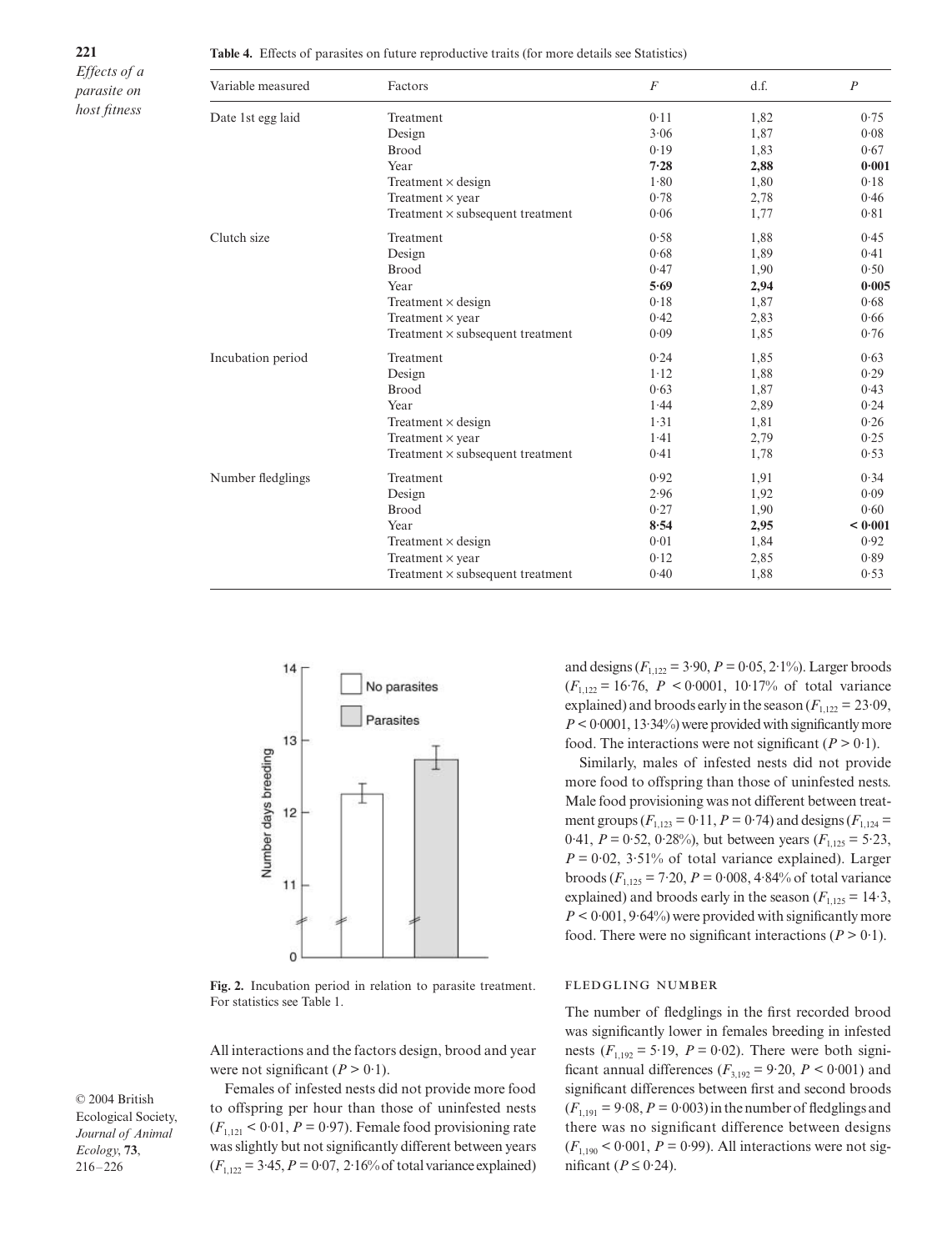**Table 4.** Effects of parasites on future reproductive traits (for more details see Statistics)

| Variable measured | Factors | $F$ | d.f. | $P$ |
|---|---|---|---|---|
| Date 1st egg laid | Treatment | 0·11 | 1,82 | 0·75 |
| | Design | 3·06 | 1,87 | 0·08 |
| | Brood | 0·19 | 1,83 | 0·67 |
| | Year | **7·28** | **2,88** | **0·001** |
| | Treatment × design | 1·80 | 1,80 | 0·18 |
| | Treatment × year | 0·78 | 2,78 | 0·46 |
| | Treatment × subsequent treatment | 0·06 | 1,77 | 0·81 |
| Clutch size | Treatment | 0·58 | 1,88 | 0·45 |
| | Design | 0·68 | 1,89 | 0·41 |
| | Brood | 0·47 | 1,90 | 0·50 |
| | Year | **5·69** | **2,94** | **0·005** |
| | Treatment × design | 0·18 | 1,87 | 0·68 |
| | Treatment × year | 0·42 | 2,83 | 0·66 |
| | Treatment × subsequent treatment | 0·09 | 1,85 | 0·76 |
| Incubation period | Treatment | 0·24 | 1,85 | 0·63 |
| | Design | 1·12 | 1,88 | 0·29 |
| | Brood | 0·63 | 1,87 | 0·43 |
| | Year | 1·44 | 2,89 | 0·24 |
| | Treatment × design | 1·31 | 1,81 | 0·26 |
| | Treatment × year | 1·41 | 2,79 | 0·25 |
| | Treatment × subsequent treatment | 0·41 | 1,78 | 0·53 |
| Number fledglings | Treatment | 0·92 | 1,91 | 0·34 |
| | Design | 2·96 | 1,92 | 0·09 |
| | Brood | 0·27 | 1,90 | 0·60 |
| | Year | **8·54** | **2,95** | **< 0·001** |
| | Treatment × design | 0·01 | 1,84 | 0·92 |
| | Treatment × year | 0·12 | 2,85 | 0·89 |
| | Treatment × subsequent treatment | 0·40 | 1,88 | 0·53 |

**Fig. 2.** Incubation period in relation to parasite treatment. For statistics see Table 1.

All interactions and the factors design, brood and year were not significant ($P > 0·1$).

Females of infested nests did not provide more food to offspring per hour than those of uninfested nests ($F_{1,121} < 0·01$, $P = 0·97$). Female food provisioning rate was slightly but not significantly different between years ($F_{1,122} = 3·45$, $P = 0·07$, 2·16% of total variance explained) and designs ($F_{1,122} = 3·90$, $P = 0·05$, 2·1%). Larger broods ($F_{1,122} = 16·76$, $P < 0·0001$, 10·17% of total variance explained) and broods early in the season ($F_{1,122} = 23·09$, $P < 0·0001$, 13·34%) were provided with significantly more food. The interactions were not significant ($P > 0·1$).

Similarly, males of infested nests did not provide more food to offspring than those of uninfested nests. Male food provisioning was not different between treatment groups ($F_{1,123} = 0·11$, $P = 0·74$) and designs ($F_{1,124} = 0·41$, $P = 0·52$, 0·28%), but between years ($F_{1,125} = 5·23$, $P = 0·02$, 3·51% of total variance explained). Larger broods ($F_{1,125} = 7·20$, $P = 0·008$, 4·84% of total variance explained) and broods early in the season ($F_{1,125} = 14·3$, $P < 0·001$, 9·64%) were provided with significantly more food. There were no significant interactions ($P > 0·1$).

### FLEDGLING NUMBER

The number of fledglings in the first recorded brood was significantly lower in females breeding in infested nests ($F_{1,192} = 5·19$, $P = 0·02$). There were both significant annual differences ($F_{3,192} = 9·20$, $P < 0·001$) and significant differences between first and second broods ($F_{1,191} = 9·08$, $P = 0·003$) in the number of fledglings and there was no significant difference between designs ($F_{1,190} < 0·001$, $P = 0·99$). All interactions were not significant ($P \leq 0·24$).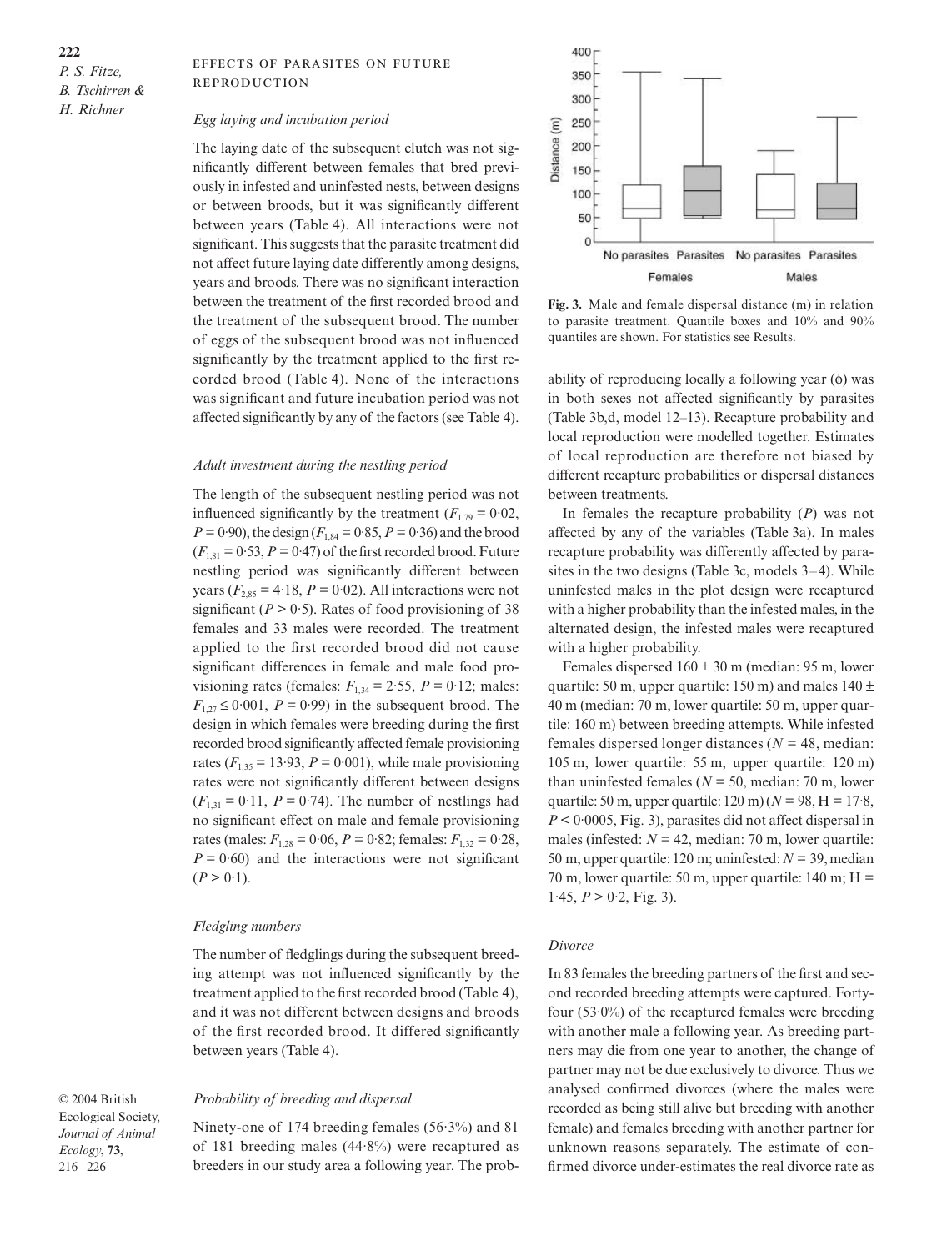## EFFECTS OF PARASITES ON FUTURE REPRODUCTION

### *Egg laying and incubation period*

The laying date of the subsequent clutch was not significantly different between females that bred previously in infested and uninfested nests, between designs or between broods, but it was significantly different between years (Table 4). All interactions were not significant. This suggests that the parasite treatment did not affect future laying date differently among designs, years and broods. There was no significant interaction between the treatment of the first recorded brood and the treatment of the subsequent brood. The number of eggs of the subsequent brood was not influenced significantly by the treatment applied to the first recorded brood (Table 4). None of the interactions was significant and future incubation period was not affected significantly by any of the factors (see Table 4).

### *Adult investment during the nestling period*

The length of the subsequent nestling period was not influenced significantly by the treatment ($F_{1,79} = 0·02$, $P = 0·90$), the design ($F_{1,84} = 0·85$, $P = 0·36$) and the brood ($F_{1,81} = 0·53$, $P = 0·47$) of the first recorded brood. Future nestling period was significantly different between years ($F_{2,85} = 4·18$, $P = 0·02$). All interactions were not significant ($P > 0·5$). Rates of food provisioning of 38 females and 33 males were recorded. The treatment applied to the first recorded brood did not cause significant differences in female and male food provisioning rates (females: $F_{1,34} = 2·55$, $P = 0·12$; males: $F_{1,27} \leq 0·001$, $P = 0·99$) in the subsequent brood. The design in which females were breeding during the first recorded brood significantly affected female provisioning rates ($F_{1,35} = 13·93$, $P = 0·001$), while male provisioning rates were not significantly different between designs ($F_{1,31} = 0·11$, $P = 0·74$). The number of nestlings had no significant effect on male and female provisioning rates (males: $F_{1,28} = 0·06$, $P = 0·82$; females: $F_{1,32} = 0·28$, $P = 0·60$) and the interactions were not significant ($P > 0·1$).

### *Fledgling numbers*

The number of fledglings during the subsequent breeding attempt was not influenced significantly by the treatment applied to the first recorded brood (Table 4), and it was not different between designs and broods of the first recorded brood. It differed significantly between years (Table 4).

### *Probability of breeding and dispersal*

Ninety-one of 174 breeding females (56·3%) and 81 of 181 breeding males (44·8%) were recaptured as breeders in our study area a following year. The probability of reproducing locally a following year ($\phi$) was in both sexes not affected significantly by parasites (Table 3b,d, model 12–13). Recapture probability and local reproduction were modelled together. Estimates of local reproduction are therefore not biased by different recapture probabilities or dispersal distances between treatments.

In females the recapture probability ($P$) was not affected by any of the variables (Table 3a). In males recapture probability was differently affected by parasites in the two designs (Table 3c, models 3–4). While uninfested males in the plot design were recaptured with a higher probability than the infested males, in the alternated design, the infested males were recaptured with a higher probability.

Females dispersed 160 ± 30 m (median: 95 m, lower quartile: 50 m, upper quartile: 150 m) and males 140 ± 40 m (median: 70 m, lower quartile: 50 m, upper quartile: 160 m) between breeding attempts. While infested females dispersed longer distances ($N = 48$, median: 105 m, lower quartile: 55 m, upper quartile: 120 m) than uninfested females ($N = 50$, median: 70 m, lower quartile: 50 m, upper quartile: 120 m) ($N = 98$, $H = 17·8$, $P < 0·0005$, Fig. 3), parasites did not affect dispersal in males (infested: $N = 42$, median: 70 m, lower quartile: 50 m, upper quartile: 120 m; uninfested: $N = 39$, median 70 m, lower quartile: 50 m, upper quartile: 140 m; $H = 1·45$, $P > 0·2$, Fig. 3).

**Fig. 3.** Male and female dispersal distance (m) in relation to parasite treatment. Quantile boxes and 10% and 90% quantiles are shown. For statistics see Results.

### *Divorce*

In 83 females the breeding partners of the first and second recorded breeding attempts were captured. Forty-four (53·0%) of the recaptured females were breeding with another male a following year. As breeding partners may die from one year to another, the change of partner may not be due exclusively to divorce. Thus we analysed confirmed divorces (where the males were recorded as being still alive but breeding with another female) and females breeding with another partner for unknown reasons separately. The estimate of confirmed divorce under-estimates the real divorce rate as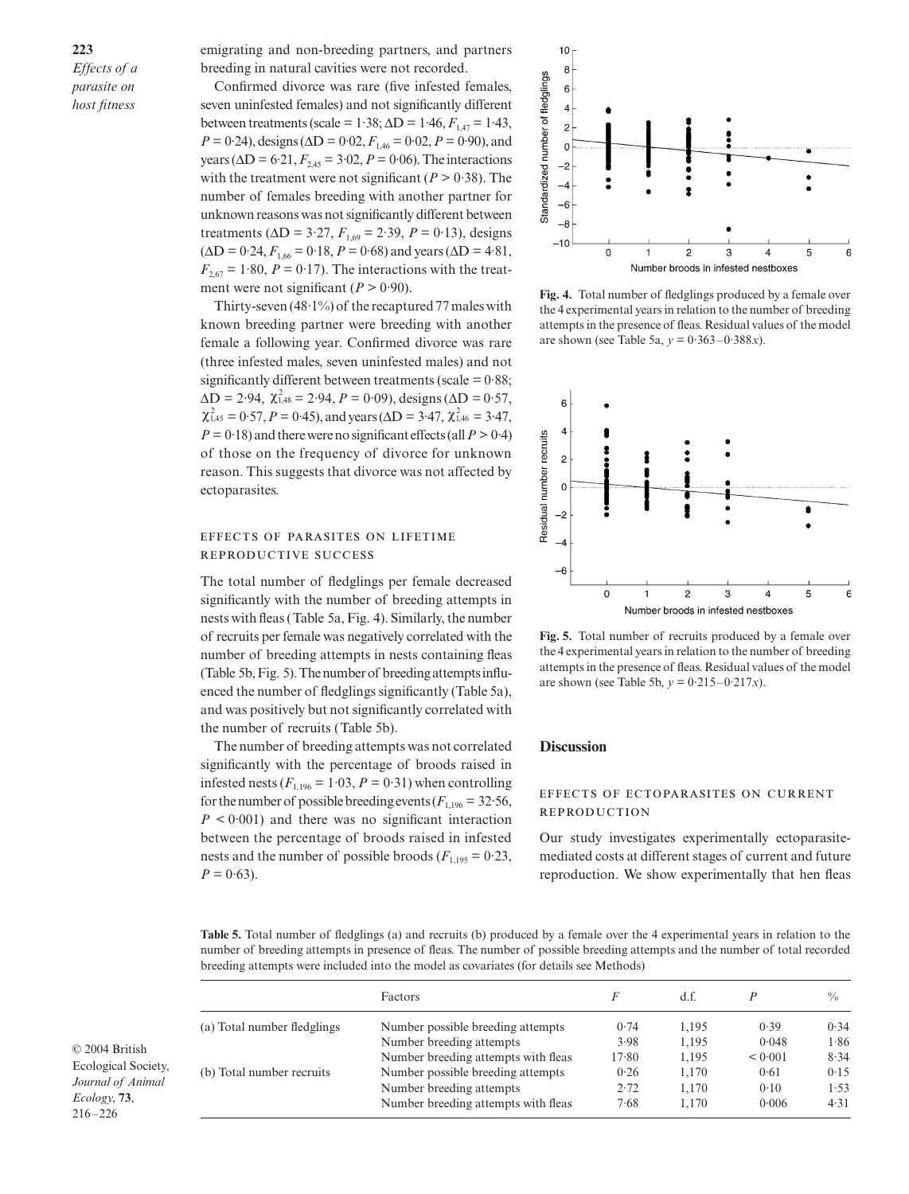emigrating and non-breeding partners, and partners breeding in natural cavities were not recorded.

Confirmed divorce was rare (five infested females, seven uninfested females) and not significantly different between treatments (scale = 1·38; ΔD = 1·46, $F_{1,47}$ = 1·43, $P$ = 0·24), designs (ΔD = 0·02, $F_{1,46}$ = 0·02, $P$ = 0·90), and years (ΔD = 6·21, $F_{2,45}$ = 3·02, $P$ = 0·06). The interactions with the treatment were not significant ($P$ > 0·38). The number of females breeding with another partner for unknown reasons was not significantly different between treatments (ΔD = 3·27, $F_{1,69}$ = 2·39, $P$ = 0·13), designs (ΔD = 0·24, $F_{1,66}$ = 0·18, $P$ = 0·68) and years (ΔD = 4·81, $F_{2,67}$ = 1·80, $P$ = 0·17). The interactions with the treatment were not significant ($P$ > 0·90).

Thirty-seven (48·1%) of the recaptured 77 males with known breeding partner were breeding with another female a following year. Confirmed divorce was rare (three infested males, seven uninfested males) and not significantly different between treatments (scale = 0·88; ΔD = 2·94, $\chi^2_{1,48}$ = 2·94, $P$ = 0·09), designs (ΔD = 0·57, $\chi^2_{1,45}$ = 0·57, $P$ = 0·45), and years (ΔD = 3·47, $\chi^2_{1,46}$ = 3·47, $P$ = 0·18) and there were no significant effects (all $P$ > 0·4) of those on the frequency of divorce for unknown reason. This suggests that divorce was not affected by ectoparasites.

### Effects of parasites on lifetime reproductive success

The total number of fledglings per female decreased significantly with the number of breeding attempts in nests with fleas (Table 5a, Fig. 4). Similarly, the number of recruits per female was negatively correlated with the number of breeding attempts in nests containing fleas (Table 5b, Fig. 5). The number of breeding attempts influenced the number of fledglings significantly (Table 5a), and was positively but not significantly correlated with the number of recruits (Table 5b).

The number of breeding attempts was not correlated significantly with the percentage of broods raised in infested nests ($F_{1,196}$ = 1·03, $P$ = 0·31) when controlling for the number of possible breeding events ($F_{1,196}$ = 32·56, $P$ < 0·001) and there was no significant interaction between the percentage of broods raised in infested nests and the number of possible broods ($F_{1,195}$ = 0·23, $P$ = 0·63).

**Fig. 4.** Total number of fledglings produced by a female over the 4 experimental years in relation to the number of breeding attempts in the presence of fleas. Residual values of the model are shown (see Table 5a, $y = 0{\cdot}363 - 0{\cdot}388x$).

**Fig. 5.** Total number of recruits produced by a female over the 4 experimental years in relation to the number of breeding attempts in the presence of fleas. Residual values of the model are shown (see Table 5b, $y = 0{\cdot}215 - 0{\cdot}217x$).

## Discussion

### Effects of ectoparasites on current reproduction

Our study investigates experimentally ectoparasite-mediated costs at different stages of current and future reproduction. We show experimentally that hen fleas

**Table 5.** Total number of fledglings (a) and recruits (b) produced by a female over the 4 experimental years in relation to the number of breeding attempts in presence of fleas. The number of possible breeding attempts and the number of total recorded breeding attempts were included into the model as covariates (for details see Methods)

| | Factors | $F$ | d.f. | $P$ | % |
|---|---|---|---|---|---|
| (a) Total number fledglings | Number possible breeding attempts | 0·74 | 1,195 | 0·39 | 0·34 |
| | Number breeding attempts | 3·98 | 1,195 | 0·048 | 1·86 |
| | Number breeding attempts with fleas | 17·80 | 1,195 | < 0·001 | 8·34 |
| (b) Total number recruits | Number possible breeding attempts | 0·26 | 1,170 | 0·61 | 0·15 |
| | Number breeding attempts | 2·72 | 1,170 | 0·10 | 1·53 |
| | Number breeding attempts with fleas | 7·68 | 1,170 | 0·006 | 4·31 |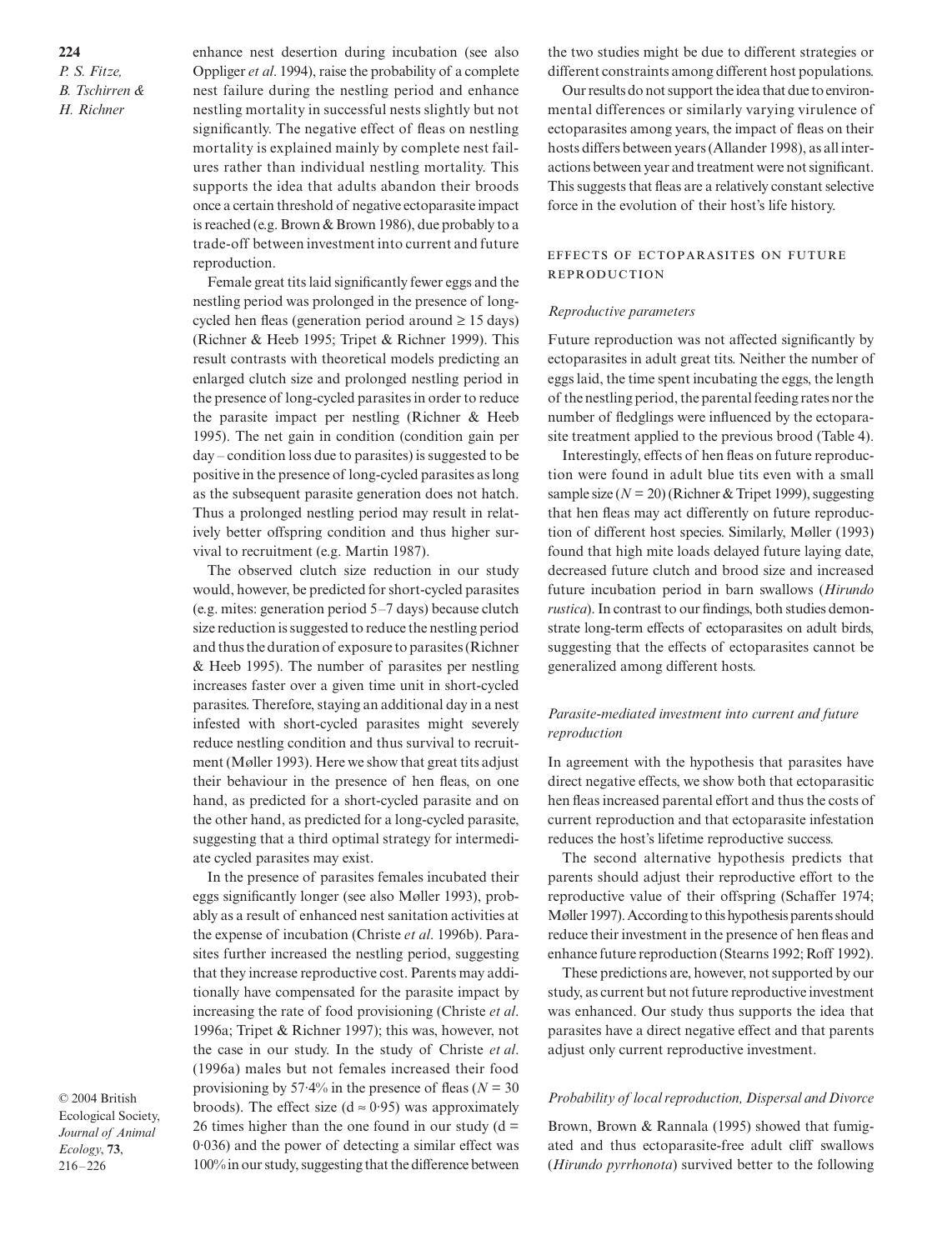enhance nest desertion during incubation (see also Oppliger *et al*. 1994), raise the probability of a complete nest failure during the nestling period and enhance nestling mortality in successful nests slightly but not significantly. The negative effect of fleas on nestling mortality is explained mainly by complete nest failures rather than individual nestling mortality. This supports the idea that adults abandon their broods once a certain threshold of negative ectoparasite impact is reached (e.g. Brown & Brown 1986), due probably to a trade-off between investment into current and future reproduction.

Female great tits laid significantly fewer eggs and the nestling period was prolonged in the presence of long-cycled hen fleas (generation period around $\geq$ 15 days) (Richner & Heeb 1995; Tripet & Richner 1999). This result contrasts with theoretical models predicting an enlarged clutch size and prolonged nestling period in the presence of long-cycled parasites in order to reduce the parasite impact per nestling (Richner & Heeb 1995). The net gain in condition (condition gain per day – condition loss due to parasites) is suggested to be positive in the presence of long-cycled parasites as long as the subsequent parasite generation does not hatch. Thus a prolonged nestling period may result in relatively better offspring condition and thus higher survival to recruitment (e.g. Martin 1987).

The observed clutch size reduction in our study would, however, be predicted for short-cycled parasites (e.g. mites: generation period 5–7 days) because clutch size reduction is suggested to reduce the nestling period and thus the duration of exposure to parasites (Richner & Heeb 1995). The number of parasites per nestling increases faster over a given time unit in short-cycled parasites. Therefore, staying an additional day in a nest infested with short-cycled parasites might severely reduce nestling condition and thus survival to recruitment (Møller 1993). Here we show that great tits adjust their behaviour in the presence of hen fleas, on one hand, as predicted for a short-cycled parasite and on the other hand, as predicted for a long-cycled parasite, suggesting that a third optimal strategy for intermediate cycled parasites may exist.

In the presence of parasites females incubated their eggs significantly longer (see also Møller 1993), probably as a result of enhanced nest sanitation activities at the expense of incubation (Christe *et al*. 1996b). Parasites further increased the nestling period, suggesting that they increase reproductive cost. Parents may additionally have compensated for the parasite impact by increasing the rate of food provisioning (Christe *et al*. 1996a; Tripet & Richner 1997); this was, however, not the case in our study. In the study of Christe *et al*. (1996a) males but not females increased their food provisioning by 57·4% in the presence of fleas ($N = 30$ broods). The effect size ($d \approx 0{\cdot}95$) was approximately 26 times higher than the one found in our study ($d = 0{\cdot}036$) and the power of detecting a similar effect was 100% in our study, suggesting that the difference between the two studies might be due to different strategies or different constraints among different host populations.

Our results do not support the idea that due to environmental differences or similarly varying virulence of ectoparasites among years, the impact of fleas on their hosts differs between years (Allander 1998), as all interactions between year and treatment were not significant. This suggests that fleas are a relatively constant selective force in the evolution of their host's life history.

### EFFECTS OF ECTOPARASITES ON FUTURE REPRODUCTION

#### *Reproductive parameters*

Future reproduction was not affected significantly by ectoparasites in adult great tits. Neither the number of eggs laid, the time spent incubating the eggs, the length of the nestling period, the parental feeding rates nor the number of fledglings were influenced by the ectoparasite treatment applied to the previous brood (Table 4).

Interestingly, effects of hen fleas on future reproduction were found in adult blue tits even with a small sample size ($N = 20$) (Richner & Tripet 1999), suggesting that hen fleas may act differently on future reproduction of different host species. Similarly, Møller (1993) found that high mite loads delayed future laying date, decreased future clutch and brood size and increased future incubation period in barn swallows (*Hirundo rustica*). In contrast to our findings, both studies demonstrate long-term effects of ectoparasites on adult birds, suggesting that the effects of ectoparasites cannot be generalized among different hosts.

#### *Parasite-mediated investment into current and future reproduction*

In agreement with the hypothesis that parasites have direct negative effects, we show both that ectoparasitic hen fleas increased parental effort and thus the costs of current reproduction and that ectoparasite infestation reduces the host's lifetime reproductive success.

The second alternative hypothesis predicts that parents should adjust their reproductive effort to the reproductive value of their offspring (Schaffer 1974; Møller 1997). According to this hypothesis parents should reduce their investment in the presence of hen fleas and enhance future reproduction (Stearns 1992; Roff 1992).

These predictions are, however, not supported by our study, as current but not future reproductive investment was enhanced. Our study thus supports the idea that parasites have a direct negative effect and that parents adjust only current reproductive investment.

#### *Probability of local reproduction, Dispersal and Divorce*

Brown, Brown & Rannala (1995) showed that fumigated and thus ectoparasite-free adult cliff swallows (*Hirundo pyrrhonota*) survived better to the following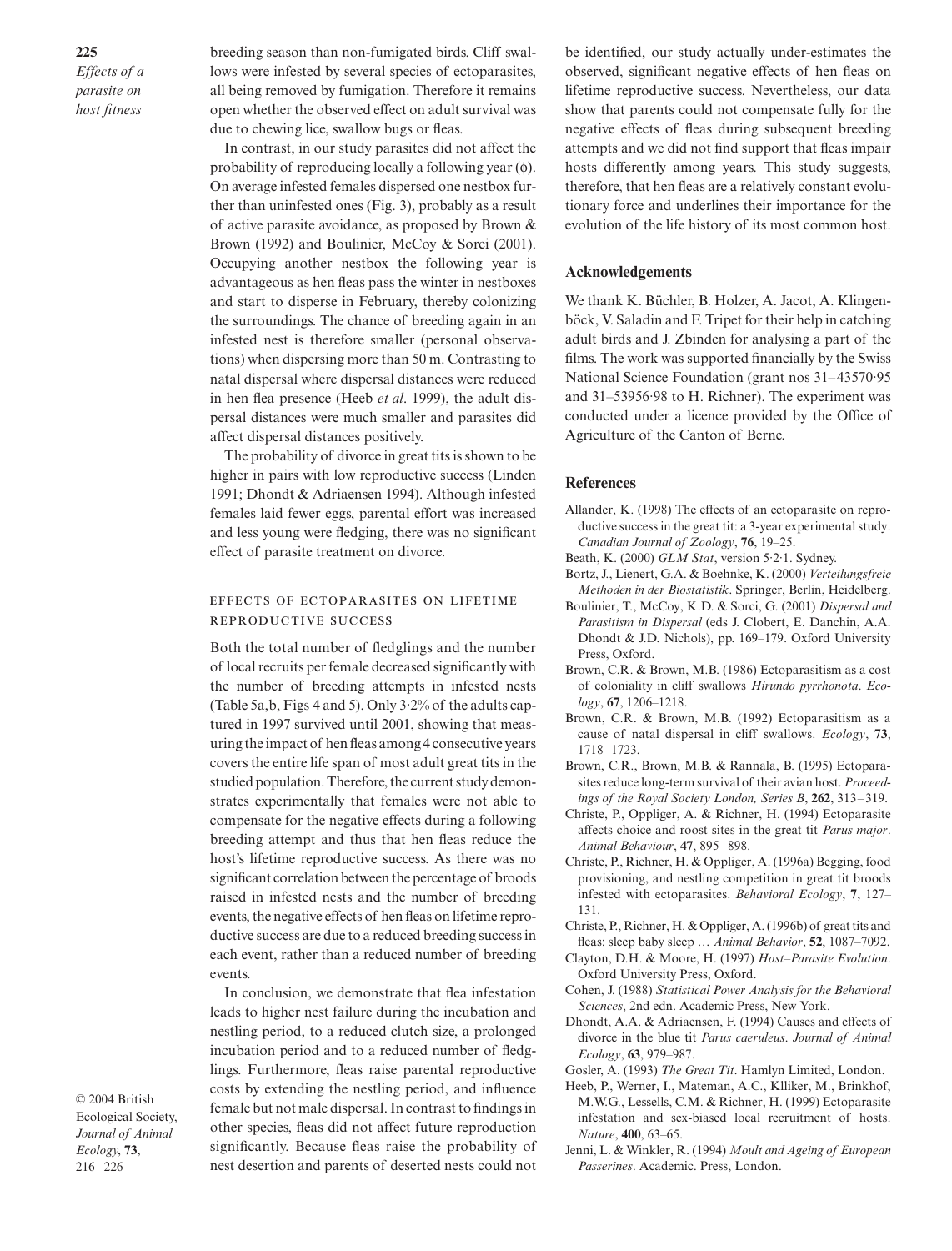breeding season than non-fumigated birds. Cliff swallows were infested by several species of ectoparasites, all being removed by fumigation. Therefore it remains open whether the observed effect on adult survival was due to chewing lice, swallow bugs or fleas.

In contrast, in our study parasites did not affect the probability of reproducing locally a following year ($\phi$). On average infested females dispersed one nestbox further than uninfested ones (Fig. 3), probably as a result of active parasite avoidance, as proposed by Brown & Brown (1992) and Boulinier, McCoy & Sorci (2001). Occupying another nestbox the following year is advantageous as hen fleas pass the winter in nestboxes and start to disperse in February, thereby colonizing the surroundings. The chance of breeding again in an infested nest is therefore smaller (personal observations) when dispersing more than 50 m. Contrasting to natal dispersal where dispersal distances were reduced in hen flea presence (Heeb *et al*. 1999), the adult dispersal distances were much smaller and parasites did affect dispersal distances positively.

The probability of divorce in great tits is shown to be higher in pairs with low reproductive success (Linden 1991; Dhondt & Adriaensen 1994). Although infested females laid fewer eggs, parental effort was increased and less young were fledging, there was no significant effect of parasite treatment on divorce.

### Effects of ectoparasites on lifetime reproductive success

Both the total number of fledglings and the number of local recruits per female decreased significantly with the number of breeding attempts in infested nests (Table 5a,b, Figs 4 and 5). Only 3·2% of the adults captured in 1997 survived until 2001, showing that measuring the impact of hen fleas among 4 consecutive years covers the entire life span of most adult great tits in the studied population. Therefore, the current study demonstrates experimentally that females were not able to compensate for the negative effects during a following breeding attempt and thus that hen fleas reduce the host's lifetime reproductive success. As there was no significant correlation between the percentage of broods raised in infested nests and the number of breeding events, the negative effects of hen fleas on lifetime reproductive success are due to a reduced breeding success in each event, rather than a reduced number of breeding events.

In conclusion, we demonstrate that flea infestation leads to higher nest failure during the incubation and nestling period, to a reduced clutch size, a prolonged incubation period and to a reduced number of fledglings. Furthermore, fleas raise parental reproductive costs by extending the nestling period, and influence female but not male dispersal. In contrast to findings in other species, fleas did not affect future reproduction significantly. Because fleas raise the probability of nest desertion and parents of deserted nests could not be identified, our study actually under-estimates the observed, significant negative effects of hen fleas on lifetime reproductive success. Nevertheless, our data show that parents could not compensate fully for the negative effects of fleas during subsequent breeding attempts and we did not find support that fleas impair hosts differently among years. This study suggests, therefore, that hen fleas are a relatively constant evolutionary force and underlines their importance for the evolution of the life history of its most common host.

## Acknowledgements

We thank K. Büchler, B. Holzer, A. Jacot, A. Klingenböck, V. Saladin and F. Tripet for their help in catching adult birds and J. Zbinden for analysing a part of the films. The work was supported financially by the Swiss National Science Foundation (grant nos 31–43570·95 and 31–53956·98 to H. Richner). The experiment was conducted under a licence provided by the Office of Agriculture of the Canton of Berne.

## References

Allander, K. (1998) The effects of an ectoparasite on reproductive success in the great tit: a 3-year experimental study. *Canadian Journal of Zoology*, **76**, 19–25.

Beath, K. (2000) *GLM Stat*, version 5·2·1. Sydney.

Bortz, J., Lienert, G.A. & Boehnke, K. (2000) *Verteilungsfreie Methoden in der Biostatistik*. Springer, Berlin, Heidelberg.

Boulinier, T., McCoy, K.D. & Sorci, G. (2001) *Dispersal and Parasitism in Dispersal* (eds J. Clobert, E. Danchin, A.A. Dhondt & J.D. Nichols), pp. 169–179. Oxford University Press, Oxford.

Brown, C.R. & Brown, M.B. (1986) Ectoparasitism as a cost of coloniality in cliff swallows *Hirundo pyrrhonota*. *Ecology*, **67**, 1206–1218.

Brown, C.R. & Brown, M.B. (1992) Ectoparasitism as a cause of natal dispersal in cliff swallows. *Ecology*, **73**, 1718–1723.

Brown, C.R., Brown, M.B. & Rannala, B. (1995) Ectoparasites reduce long-term survival of their avian host. *Proceedings of the Royal Society London, Series B*, **262**, 313–319.

Christe, P., Oppliger, A. & Richner, H. (1994) Ectoparasite affects choice and roost sites in the great tit *Parus major*. *Animal Behaviour*, **47**, 895–898.

Christe, P., Richner, H. & Oppliger, A. (1996a) Begging, food provisioning, and nestling competition in great tit broods infested with ectoparasites. *Behavioral Ecology*, **7**, 127–131.

Christe, P., Richner, H. & Oppliger, A. (1996b) of great tits and fleas: sleep baby sleep … *Animal Behavior*, **52**, 1087–7092.

Clayton, D.H. & Moore, H. (1997) *Host–Parasite Evolution*. Oxford University Press, Oxford.

Cohen, J. (1988) *Statistical Power Analysis for the Behavioral Sciences*, 2nd edn. Academic Press, New York.

Dhondt, A.A. & Adriaensen, F. (1994) Causes and effects of divorce in the blue tit *Parus caeruleus*. *Journal of Animal Ecology*, **63**, 979–987.

Gosler, A. (1993) *The Great Tit*. Hamlyn Limited, London.

Heeb, P., Werner, I., Mateman, A.C., Klliker, M., Brinkhof, M.W.G., Lessells, C.M. & Richner, H. (1999) Ectoparasite infestation and sex-biased local recruitment of hosts. *Nature*, **400**, 63–65.

Jenni, L. & Winkler, R. (1994) *Moult and Ageing of European Passerines*. Academic. Press, London.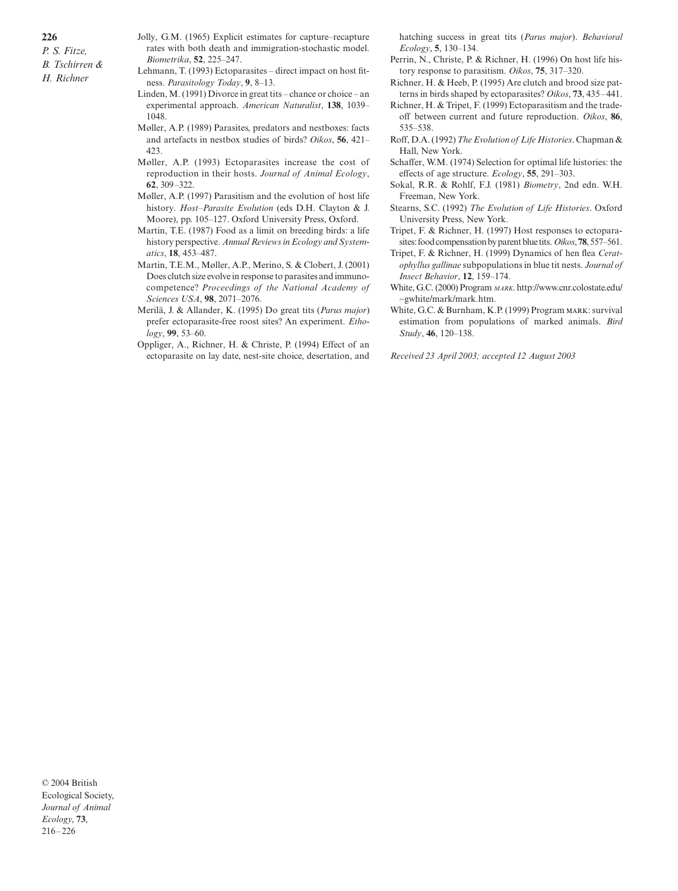Jolly, G.M. (1965) Explicit estimates for capture–recapture rates with both death and immigration-stochastic model. *Biometrika*, **52**, 225–247.

Lehmann, T. (1993) Ectoparasites – direct impact on host fitness. *Parasitology Today*, **9**, 8–13.

Linden, M. (1991) Divorce in great tits – chance or choice – an experimental approach. *American Naturalist*, **138**, 1039–1048.

Møller, A.P. (1989) Parasites, predators and nestboxes: facts and artefacts in nestbox studies of birds? *Oikos*, **56**, 421–423.

Møller, A.P. (1993) Ectoparasites increase the cost of reproduction in their hosts. *Journal of Animal Ecology*, **62**, 309–322.

Møller, A.P. (1997) Parasitism and the evolution of host life history. *Host–Parasite Evolution* (eds D.H. Clayton & J. Moore), pp. 105–127. Oxford University Press, Oxford.

Martin, T.E. (1987) Food as a limit on breeding birds: a life history perspective. *Annual Reviews in Ecology and Systematics*, **18**, 453–487.

Martin, T.E.M., Møller, A.P., Merino, S. & Clobert, J. (2001) Does clutch size evolve in response to parasites and immunocompetence? *Proceedings of the National Academy of Sciences USA*, **98**, 2071–2076.

Merilä, J. & Allander, K. (1995) Do great tits (*Parus major*) prefer ectoparasite-free roost sites? An experiment. *Ethology*, **99**, 53–60.

Oppliger, A., Richner, H. & Christe, P. (1994) Effect of an ectoparasite on lay date, nest-site choice, desertation, and hatching success in great tits (*Parus major*). *Behavioral Ecology*, **5**, 130–134.

Perrin, N., Christe, P. & Richner, H. (1996) On host life history response to parasitism. *Oikos*, **75**, 317–320.

Richner, H. & Heeb, P. (1995) Are clutch and brood size patterns in birds shaped by ectoparasites? *Oikos*, **73**, 435–441.

Richner, H. & Tripet, F. (1999) Ectoparasitism and the trade-off between current and future reproduction. *Oikos*, **86**, 535–538.

Roff, D.A. (1992) *The Evolution of Life Histories*. Chapman & Hall, New York.

Schaffer, W.M. (1974) Selection for optimal life histories: the effects of age structure. *Ecology*, **55**, 291–303.

Sokal, R.R. & Rohlf, F.J. (1981) *Biometry*, 2nd edn. W.H. Freeman, New York.

Stearns, S.C. (1992) *The Evolution of Life Histories*. Oxford University Press, New York.

Tripet, F. & Richner, H. (1997) Host responses to ectoparasites: food compensation by parent blue tits. *Oikos*, **78**, 557–561.

Tripet, F. & Richner, H. (1999) Dynamics of hen flea *Ceratophyllus gallinae* subpopulations in blue tit nests. *Journal of Insect Behavior*, **12**, 159–174.

White, G.C. (2000) Program *MARK*. http://www.cnr.colostate.edu/~gwhite/mark/mark.htm.

White, G.C. & Burnham, K.P. (1999) Program MARK: survival estimation from populations of marked animals. *Bird Study*, **46**, 120–138.

*Received 23 April 2003; accepted 12 August 2003*